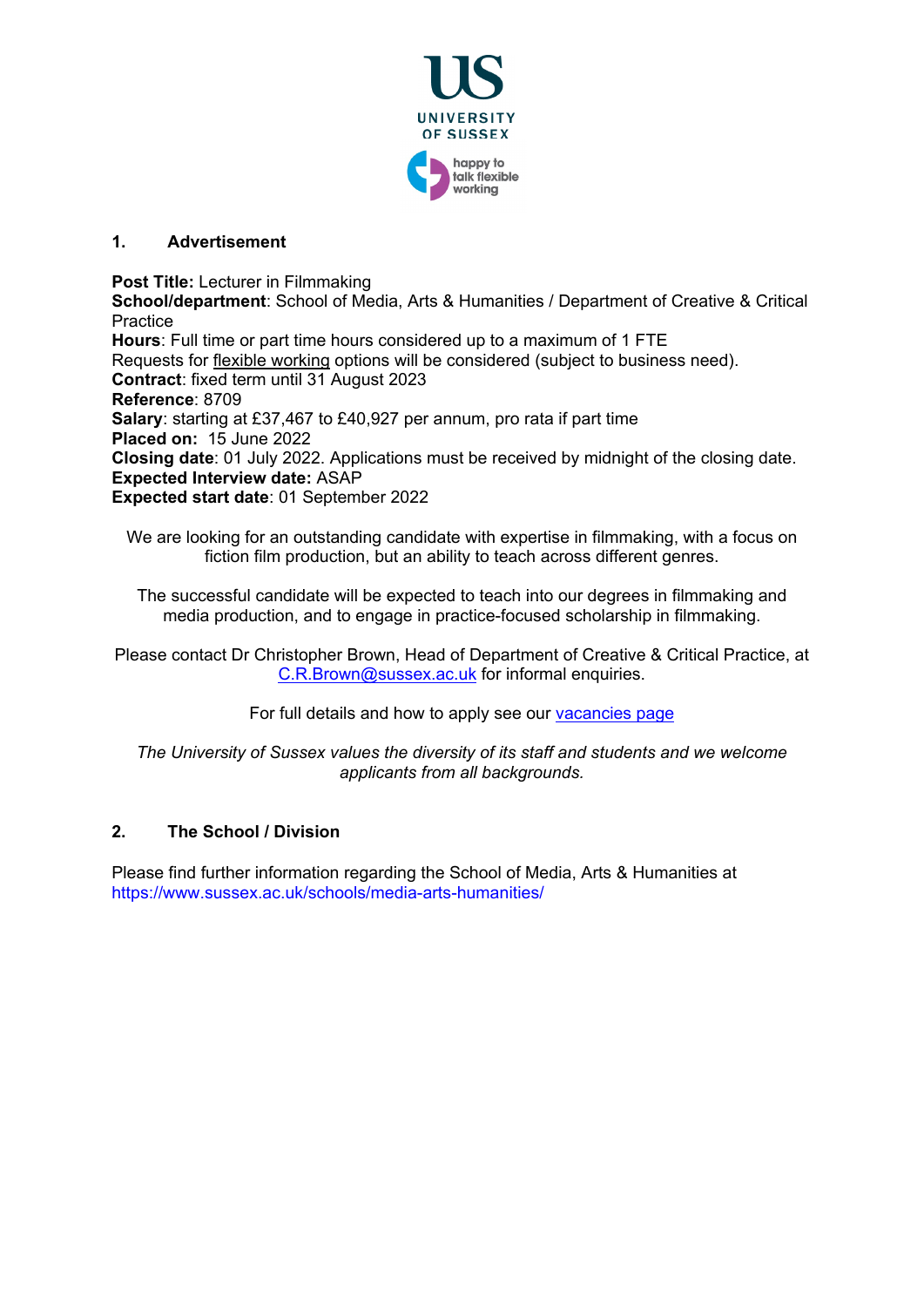## 1. Advertisement

**Post Title:** Lecturer in Filmmaking
**School/department**: School of Media, Arts & Humanities / Department of Creative & Critical Practice
**Hours**: Full time or part time hours considered up to a maximum of 1 FTE
Requests for flexible working options will be considered (subject to business need).
**Contract**: fixed term until 31 August 2023
**Reference**: 8709
**Salary**: starting at £37,467 to £40,927 per annum, pro rata if part time
**Placed on:** 15 June 2022
**Closing date**: 01 July 2022. Applications must be received by midnight of the closing date.
**Expected Interview date:** ASAP
**Expected start date**: 01 September 2022

We are looking for an outstanding candidate with expertise in filmmaking, with a focus on fiction film production, but an ability to teach across different genres.

The successful candidate will be expected to teach into our degrees in filmmaking and media production, and to engage in practice-focused scholarship in filmmaking.

Please contact Dr Christopher Brown, Head of Department of Creative & Critical Practice, at C.R.Brown@sussex.ac.uk for informal enquiries.

For full details and how to apply see our vacancies page

*The University of Sussex values the diversity of its staff and students and we welcome applicants from all backgrounds.*

## 2. The School / Division

Please find further information regarding the School of Media, Arts & Humanities at https://www.sussex.ac.uk/schools/media-arts-humanities/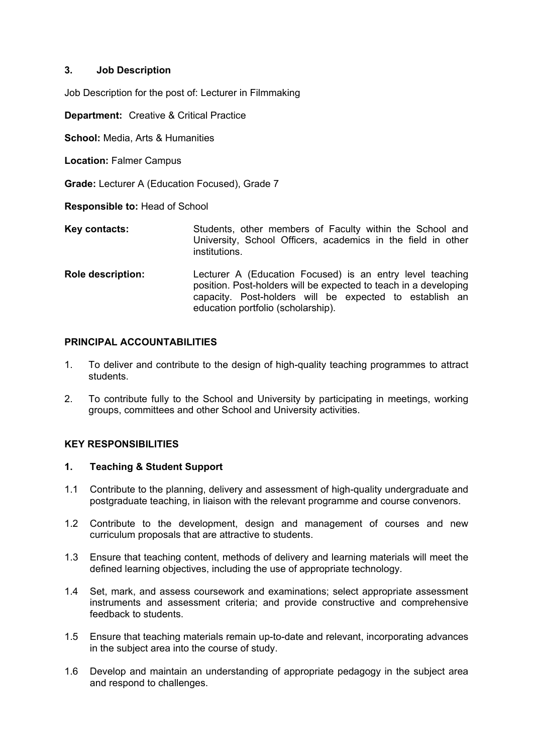## 3. Job Description

Job Description for the post of: Lecturer in Filmmaking

**Department:** Creative & Critical Practice

**School:** Media, Arts & Humanities

**Location:** Falmer Campus

**Grade:** Lecturer A (Education Focused), Grade 7

**Responsible to:** Head of School

**Key contacts:** Students, other members of Faculty within the School and University, School Officers, academics in the field in other institutions.

**Role description:** Lecturer A (Education Focused) is an entry level teaching position. Post-holders will be expected to teach in a developing capacity. Post-holders will be expected to establish an education portfolio (scholarship).

### PRINCIPAL ACCOUNTABILITIES

1. To deliver and contribute to the design of high-quality teaching programmes to attract students.
2. To contribute fully to the School and University by participating in meetings, working groups, committees and other School and University activities.

### KEY RESPONSIBILITIES

#### 1. Teaching & Student Support

1.1 Contribute to the planning, delivery and assessment of high-quality undergraduate and postgraduate teaching, in liaison with the relevant programme and course convenors.

1.2 Contribute to the development, design and management of courses and new curriculum proposals that are attractive to students.

1.3 Ensure that teaching content, methods of delivery and learning materials will meet the defined learning objectives, including the use of appropriate technology.

1.4 Set, mark, and assess coursework and examinations; select appropriate assessment instruments and assessment criteria; and provide constructive and comprehensive feedback to students.

1.5 Ensure that teaching materials remain up-to-date and relevant, incorporating advances in the subject area into the course of study.

1.6 Develop and maintain an understanding of appropriate pedagogy in the subject area and respond to challenges.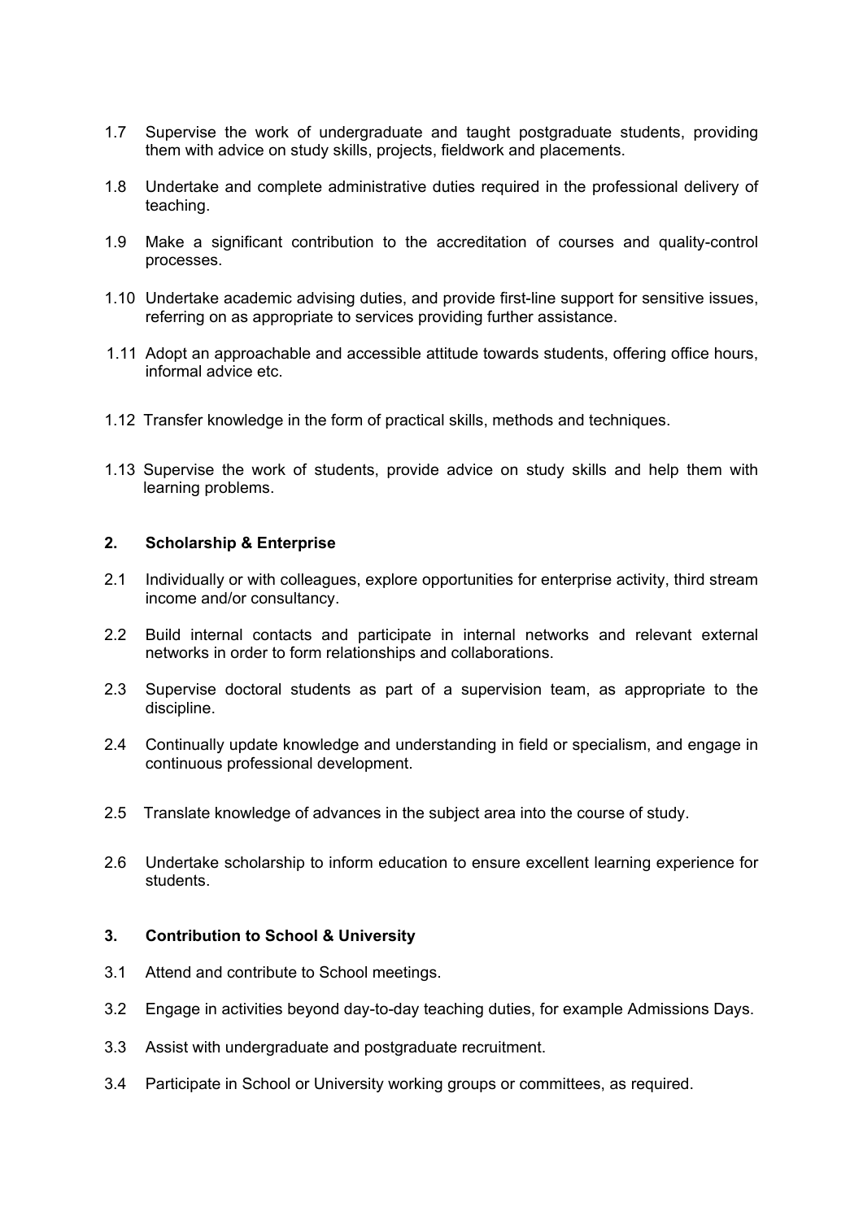1.7 Supervise the work of undergraduate and taught postgraduate students, providing them with advice on study skills, projects, fieldwork and placements.

1.8 Undertake and complete administrative duties required in the professional delivery of teaching.

1.9 Make a significant contribution to the accreditation of courses and quality-control processes.

1.10 Undertake academic advising duties, and provide first-line support for sensitive issues, referring on as appropriate to services providing further assistance.

1.11 Adopt an approachable and accessible attitude towards students, offering office hours, informal advice etc.

1.12 Transfer knowledge in the form of practical skills, methods and techniques.

1.13 Supervise the work of students, provide advice on study skills and help them with learning problems.

## 2. Scholarship & Enterprise

2.1 Individually or with colleagues, explore opportunities for enterprise activity, third stream income and/or consultancy.

2.2 Build internal contacts and participate in internal networks and relevant external networks in order to form relationships and collaborations.

2.3 Supervise doctoral students as part of a supervision team, as appropriate to the discipline.

2.4 Continually update knowledge and understanding in field or specialism, and engage in continuous professional development.

2.5 Translate knowledge of advances in the subject area into the course of study.

2.6 Undertake scholarship to inform education to ensure excellent learning experience for students.

## 3. Contribution to School & University

3.1 Attend and contribute to School meetings.

3.2 Engage in activities beyond day-to-day teaching duties, for example Admissions Days.

3.3 Assist with undergraduate and postgraduate recruitment.

3.4 Participate in School or University working groups or committees, as required.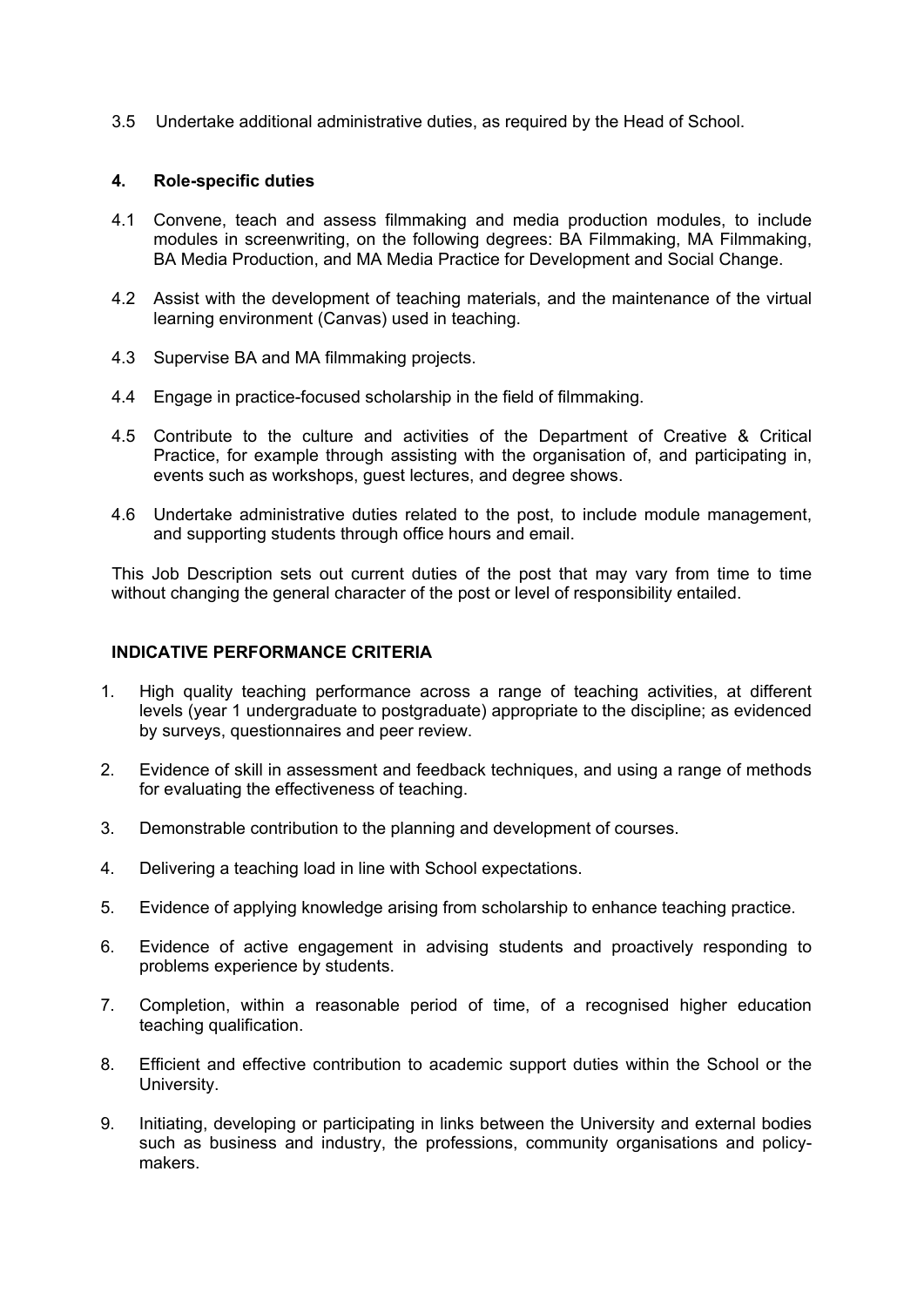3.5 Undertake additional administrative duties, as required by the Head of School.

## 4. Role-specific duties

4.1 Convene, teach and assess filmmaking and media production modules, to include modules in screenwriting, on the following degrees: BA Filmmaking, MA Filmmaking, BA Media Production, and MA Media Practice for Development and Social Change.

4.2 Assist with the development of teaching materials, and the maintenance of the virtual learning environment (Canvas) used in teaching.

4.3 Supervise BA and MA filmmaking projects.

4.4 Engage in practice-focused scholarship in the field of filmmaking.

4.5 Contribute to the culture and activities of the Department of Creative & Critical Practice, for example through assisting with the organisation of, and participating in, events such as workshops, guest lectures, and degree shows.

4.6 Undertake administrative duties related to the post, to include module management, and supporting students through office hours and email.

This Job Description sets out current duties of the post that may vary from time to time without changing the general character of the post or level of responsibility entailed.

## INDICATIVE PERFORMANCE CRITERIA

1. High quality teaching performance across a range of teaching activities, at different levels (year 1 undergraduate to postgraduate) appropriate to the discipline; as evidenced by surveys, questionnaires and peer review.
2. Evidence of skill in assessment and feedback techniques, and using a range of methods for evaluating the effectiveness of teaching.
3. Demonstrable contribution to the planning and development of courses.
4. Delivering a teaching load in line with School expectations.
5. Evidence of applying knowledge arising from scholarship to enhance teaching practice.
6. Evidence of active engagement in advising students and proactively responding to problems experience by students.
7. Completion, within a reasonable period of time, of a recognised higher education teaching qualification.
8. Efficient and effective contribution to academic support duties within the School or the University.
9. Initiating, developing or participating in links between the University and external bodies such as business and industry, the professions, community organisations and policy-makers.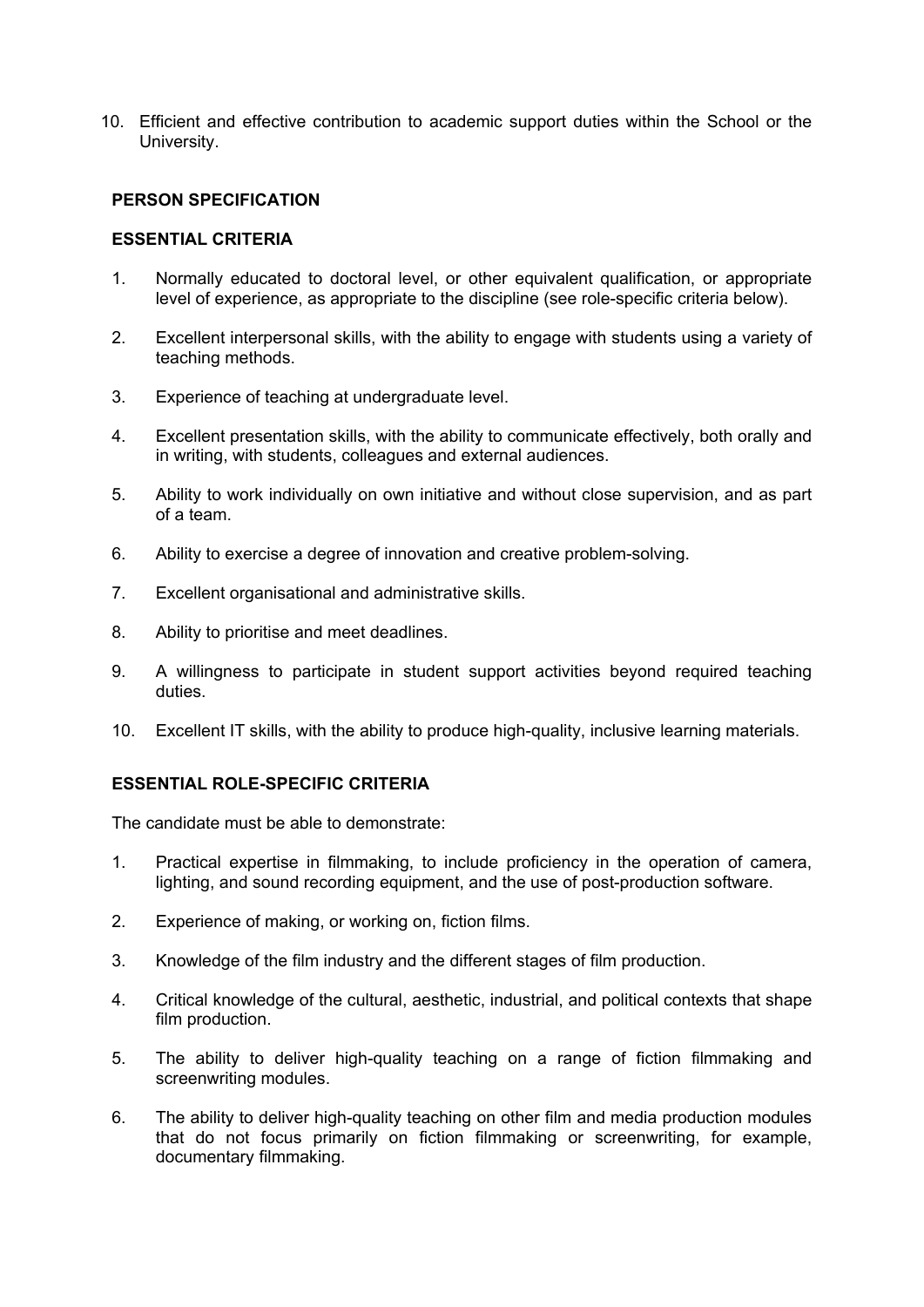10. Efficient and effective contribution to academic support duties within the School or the University.

**PERSON SPECIFICATION**

**ESSENTIAL CRITERIA**

1. Normally educated to doctoral level, or other equivalent qualification, or appropriate level of experience, as appropriate to the discipline (see role-specific criteria below).

2. Excellent interpersonal skills, with the ability to engage with students using a variety of teaching methods.

3. Experience of teaching at undergraduate level.

4. Excellent presentation skills, with the ability to communicate effectively, both orally and in writing, with students, colleagues and external audiences.

5. Ability to work individually on own initiative and without close supervision, and as part of a team.

6. Ability to exercise a degree of innovation and creative problem-solving.

7. Excellent organisational and administrative skills.

8. Ability to prioritise and meet deadlines.

9. A willingness to participate in student support activities beyond required teaching duties.

10. Excellent IT skills, with the ability to produce high-quality, inclusive learning materials.

**ESSENTIAL ROLE-SPECIFIC CRITERIA**

The candidate must be able to demonstrate:

1. Practical expertise in filmmaking, to include proficiency in the operation of camera, lighting, and sound recording equipment, and the use of post-production software.

2. Experience of making, or working on, fiction films.

3. Knowledge of the film industry and the different stages of film production.

4. Critical knowledge of the cultural, aesthetic, industrial, and political contexts that shape film production.

5. The ability to deliver high-quality teaching on a range of fiction filmmaking and screenwriting modules.

6. The ability to deliver high-quality teaching on other film and media production modules that do not focus primarily on fiction filmmaking or screenwriting, for example, documentary filmmaking.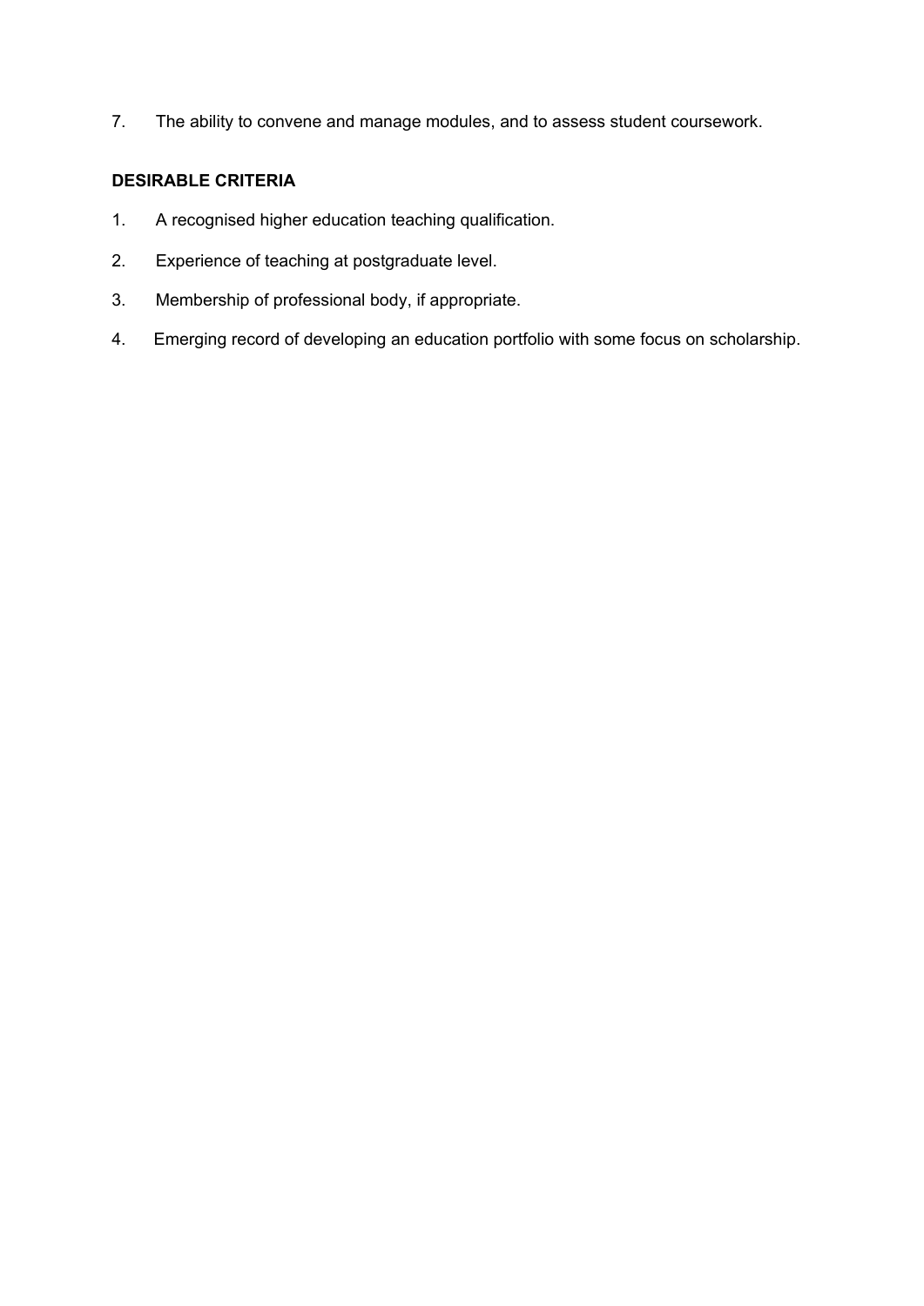7. The ability to convene and manage modules, and to assess student coursework.

**DESIRABLE CRITERIA**

1. A recognised higher education teaching qualification.
2. Experience of teaching at postgraduate level.
3. Membership of professional body, if appropriate.
4. Emerging record of developing an education portfolio with some focus on scholarship.